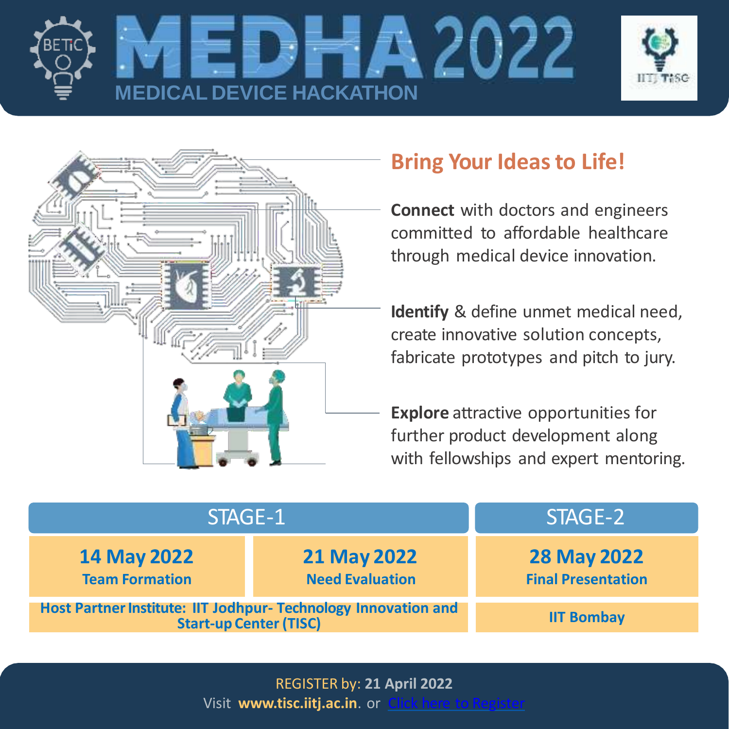# MEDHA 2022

## MEDICAL DEVICE HACKATHON

## Bring Your Ideas to Life!

**Connect** with doctors and engineers committed to affordable healthcare through medical device innovation.

**Identify** & define unmet medical need, create innovative solution concepts, fabricate prototypes and pitch to jury.

**Explore** attractive opportunities for further product development along with fellowships and expert mentoring.

| STAGE-1 | | STAGE-2 |
|---|---|---|
| **14 May 2022** Team Formation | **21 May 2022** Need Evaluation | **28 May 2022** Final Presentation |
| Host Partner Institute: IIT Jodhpur- Technology Innovation and Start-up Center (TISC) | | IIT Bombay |

REGISTER by: **21 April 2022**

Visit **www.tisc.iitj.ac.in**. or [Click here to Register]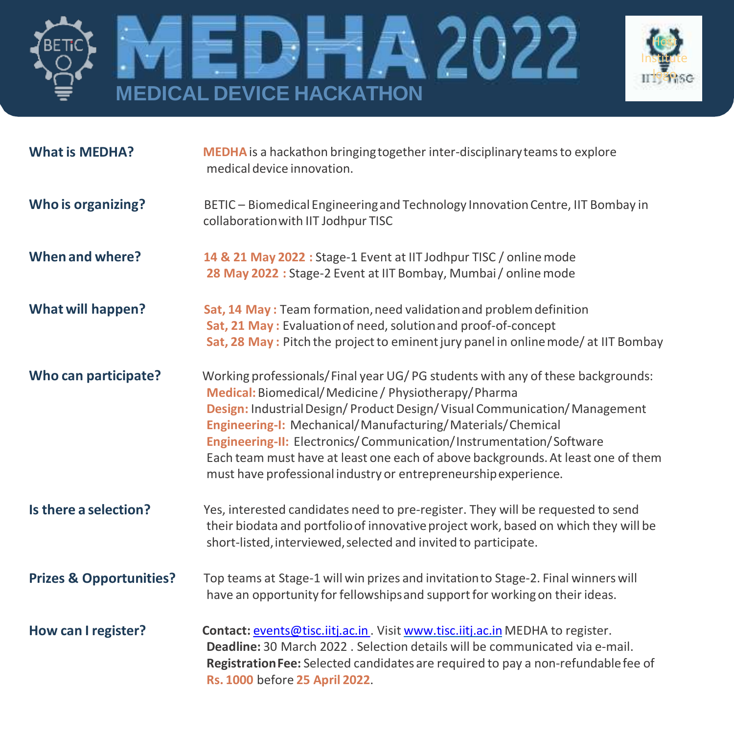# MEDHA 2022

## MEDICAL DEVICE HACKATHON

**What is MEDHA?**

MEDHA is a hackathon bringing together inter-disciplinary teams to explore medical device innovation.

**Who is organizing?**

BETIC – Biomedical Engineering and Technology Innovation Centre, IIT Bombay in collaboration with IIT Jodhpur TISC

**When and where?**

**14 & 21 May 2022 :** Stage-1 Event at IIT Jodhpur TISC / online mode
**28 May 2022 :** Stage-2 Event at IIT Bombay, Mumbai / online mode

**What will happen?**

**Sat, 14 May :** Team formation, need validation and problem definition
**Sat, 21 May :** Evaluation of need, solution and proof-of-concept
**Sat, 28 May :** Pitch the project to eminent jury panel in online mode/ at IIT Bombay

**Who can participate?**

Working professionals/ Final year UG/ PG students with any of these backgrounds:
**Medical:** Biomedical/ Medicine / Physiotherapy/ Pharma
**Design:** Industrial Design/ Product Design/ Visual Communication/ Management
**Engineering-I:** Mechanical/ Manufacturing/ Materials/ Chemical
**Engineering-II:** Electronics/ Communication/ Instrumentation/ Software
Each team must have at least one each of above backgrounds. At least one of them must have professional industry or entrepreneurship experience.

**Is there a selection?**

Yes, interested candidates need to pre-register. They will be requested to send their biodata and portfolio of innovative project work, based on which they will be short-listed, interviewed, selected and invited to participate.

**Prizes & Opportunities?**

Top teams at Stage-1 will win prizes and invitation to Stage-2. Final winners will have an opportunity for fellowships and support for working on their ideas.

**How can I register?**

**Contact:** events@tisc.iitj.ac.in . Visit www.tisc.iitj.ac.in MEDHA to register.
**Deadline:** 30 March 2022 . Selection details will be communicated via e-mail.
**Registration Fee:** Selected candidates are required to pay a non-refundable fee of **Rs. 1000** before **25 April 2022**.